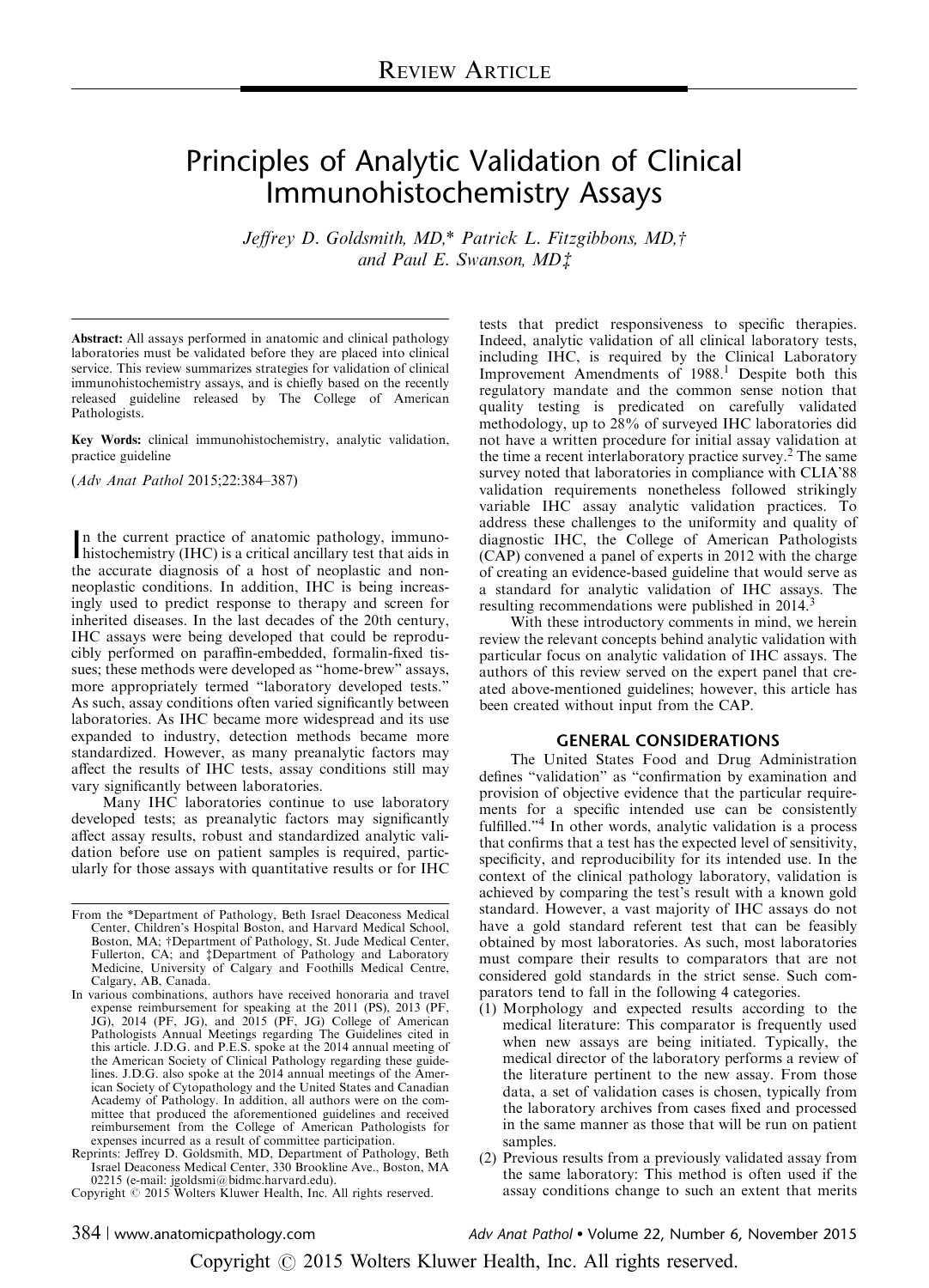Review Article

# Principles of Analytic Validation of Clinical Immunohistochemistry Assays

*Jeffrey D. Goldsmith, MD,\* Patrick L. Fitzgibbons, MD,† and Paul E. Swanson, MD‡*

**Abstract:** All assays performed in anatomic and clinical pathology laboratories must be validated before they are placed into clinical service. This review summarizes strategies for validation of clinical immunohistochemistry assays, and is chiefly based on the recently released guideline released by The College of American Pathologists.

**Key Words:** clinical immunohistochemistry, analytic validation, practice guideline

(*Adv Anat Pathol* 2015;22:384–387)

In the current practice of anatomic pathology, immunohistochemistry (IHC) is a critical ancillary test that aids in the accurate diagnosis of a host of neoplastic and non-neoplastic conditions. In addition, IHC is being increasingly used to predict response to therapy and screen for inherited diseases. In the last decades of the 20th century, IHC assays were being developed that could be reproducibly performed on paraffin-embedded, formalin-fixed tissues; these methods were developed as "home-brew" assays, more appropriately termed "laboratory developed tests." As such, assay conditions often varied significantly between laboratories. As IHC became more widespread and its use expanded to industry, detection methods became more standardized. However, as many preanalytic factors may affect the results of IHC tests, assay conditions still may vary significantly between laboratories.

Many IHC laboratories continue to use laboratory developed tests; as preanalytic factors may significantly affect assay results, robust and standardized analytic validation before use on patient samples is required, particularly for those assays with quantitative results or for IHC tests that predict responsiveness to specific therapies. Indeed, analytic validation of all clinical laboratory tests, including IHC, is required by the Clinical Laboratory Improvement Amendments of 1988.[1] Despite both this regulatory mandate and the common sense notion that quality testing is predicated on carefully validated methodology, up to 28% of surveyed IHC laboratories did not have a written procedure for initial assay validation at the time a recent interlaboratory practice survey.[2] The same survey noted that laboratories in compliance with CLIA'88 validation requirements nonetheless followed strikingly variable IHC assay analytic validation practices. To address these challenges to the uniformity and quality of diagnostic IHC, the College of American Pathologists (CAP) convened a panel of experts in 2012 with the charge of creating an evidence-based guideline that would serve as a standard for analytic validation of IHC assays. The resulting recommendations were published in 2014.[3]

With these introductory comments in mind, we herein review the relevant concepts behind analytic validation with particular focus on analytic validation of IHC assays. The authors of this review served on the expert panel that created above-mentioned guidelines; however, this article has been created without input from the CAP.

## GENERAL CONSIDERATIONS

The United States Food and Drug Administration defines "validation" as "confirmation by examination and provision of objective evidence that the particular requirements for a specific intended use can be consistently fulfilled."[4] In other words, analytic validation is a process that confirms that a test has the expected level of sensitivity, specificity, and reproducibility for its intended use. In the context of the clinical pathology laboratory, validation is achieved by comparing the test's result with a known gold standard. However, a vast majority of IHC assays do not have a gold standard referent test that can be feasibly obtained by most laboratories. As such, most laboratories must compare their results to comparators that are not considered gold standards in the strict sense. Such comparators tend to fall in the following 4 categories.

1. Morphology and expected results according to the medical literature: This comparator is frequently used when new assays are being initiated. Typically, the medical director of the laboratory performs a review of the literature pertinent to the new assay. From those data, a set of validation cases is chosen, typically from the laboratory archives from cases fixed and processed in the same manner as those that will be run on patient samples.
2. Previous results from a previously validated assay from the same laboratory: This method is often used if the assay conditions change to such an extent that merits

From the \*Department of Pathology, Beth Israel Deaconess Medical Center, Children's Hospital Boston, and Harvard Medical School, Boston, MA; †Department of Pathology, St. Jude Medical Center, Fullerton, CA; and ‡Department of Pathology and Laboratory Medicine, University of Calgary and Foothills Medical Centre, Calgary, AB, Canada.

In various combinations, authors have received honoraria and travel expense reimbursement for speaking at the 2011 (PS), 2013 (PF, JG), 2014 (PF, JG), and 2015 (PF, JG) College of American Pathologists Annual Meetings regarding The Guidelines cited in this article. J.D.G. and P.E.S. spoke at the 2014 annual meeting of the American Society of Clinical Pathology regarding these guidelines. J.D.G. also spoke at the 2014 annual meetings of the American Society of Cytopathology and the United States and Canadian Academy of Pathology. In addition, all authors were on the committee that produced the aforementioned guidelines and received reimbursement from the College of American Pathologists for expenses incurred as a result of committee participation.

Reprints: Jeffrey D. Goldsmith, MD, Department of Pathology, Beth Israel Deaconess Medical Center, 330 Brookline Ave., Boston, MA 02215 (e-mail: jgoldsmi@bidmc.harvard.edu).

Copyright © 2015 Wolters Kluwer Health, Inc. All rights reserved.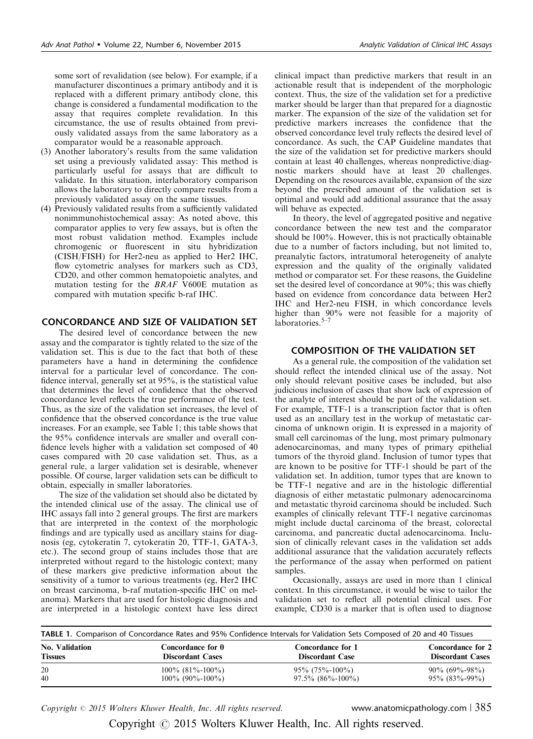some sort of revalidation (see below). For example, if a manufacturer discontinues a primary antibody and it is replaced with a different primary antibody clone, this change is considered a fundamental modification to the assay that requires complete revalidation. In this circumstance, the use of results obtained from previously validated assays from the same laboratory as a comparator would be a reasonable approach.

(3) Another laboratory's results from the same validation set using a previously validated assay: This method is particularly useful for assays that are difficult to validate. In this situation, interlaboratory comparison allows the laboratory to directly compare results from a previously validated assay on the same tissues.

(4) Previously validated results from a sufficiently validated nonimmunohistochemical assay: As noted above, this comparator applies to very few assays, but is often the most robust validation method. Examples include chromogenic or fluorescent in situ hybridization (CISH/FISH) for Her2-neu as applied to Her2 IHC, flow cytometric analyses for markers such as CD3, CD20, and other common hematopoietic analytes, and mutation testing for the *BRAF* V600E mutation as compared with mutation specific b-raf IHC.

## CONCORDANCE AND SIZE OF VALIDATION SET

The desired level of concordance between the new assay and the comparator is tightly related to the size of the validation set. This is due to the fact that both of these parameters have a hand in determining the confidence interval for a particular level of concordance. The confidence interval, generally set at 95%, is the statistical value that determines the level of confidence that the observed concordance level reflects the true performance of the test. Thus, as the size of the validation set increases, the level of confidence that the observed concordance is the true value increases. For an example, see Table 1; this table shows that the 95% confidence intervals are smaller and overall confidence levels higher with a validation set composed of 40 cases compared with 20 case validation set. Thus, as a general rule, a larger validation set is desirable, whenever possible. Of course, larger validation sets can be difficult to obtain, especially in smaller laboratories.

The size of the validation set should also be dictated by the intended clinical use of the assay. The clinical use of IHC assays fall into 2 general groups. The first are markers that are interpreted in the context of the morphologic findings and are typically used as ancillary stains for diagnosis (eg, cytokeratin 7, cytokeratin 20, TTF-1, GATA-3, etc.). The second group of stains includes those that are interpreted without regard to the histologic context; many of these markers give predictive information about the sensitivity of a tumor to various treatments (eg, Her2 IHC on breast carcinoma, b-raf mutation-specific IHC on melanoma). Markers that are used for histologic diagnosis and are interpreted in a histologic context have less direct clinical impact than predictive markers that result in an actionable result that is independent of the morphologic context. Thus, the size of the validation set for a predictive marker should be larger than that prepared for a diagnostic marker. The expansion of the size of the validation set for predictive markers increases the confidence that the observed concordance level truly reflects the desired level of concordance. As such, the CAP Guideline mandates that the size of the validation set for predictive markers should contain at least 40 challenges, whereas nonpredictive/diagnostic markers should have at least 20 challenges. Depending on the resources available, expansion of the size beyond the prescribed amount of the validation set is optimal and would add additional assurance that the assay will behave as expected.

In theory, the level of aggregated positive and negative concordance between the new test and the comparator should be 100%. However, this is not practically obtainable due to a number of factors including, but not limited to, preanalytic factors, intratumoral heterogeneity of analyte expression and the quality of the originally validated method or comparator set. For these reasons, the Guideline set the desired level of concordance at 90%; this was chiefly based on evidence from concordance data between Her2 IHC and Her2-neu FISH, in which concordance levels higher than 90% were not feasible for a majority of laboratories.[5–7]

## COMPOSITION OF THE VALIDATION SET

As a general rule, the composition of the validation set should reflect the intended clinical use of the assay. Not only should relevant positive cases be included, but also judicious inclusion of cases that show lack of expression of the analyte of interest should be part of the validation set. For example, TTF-1 is a transcription factor that is often used as an ancillary test in the workup of metastatic carcinoma of unknown origin. It is expressed in a majority of small cell carcinomas of the lung, most primary pulmonary adenocarcinomas, and many types of primary epithelial tumors of the thyroid gland. Inclusion of tumor types that are known to be positive for TTF-1 should be part of the validation set. In addition, tumor types that are known to be TTF-1 negative and are in the histologic differential diagnosis of either metastatic pulmonary adenocarcinoma and metastatic thyroid carcinoma should be included. Such examples of clinically relevant TTF-1 negative carcinomas might include ductal carcinoma of the breast, colorectal carcinoma, and pancreatic ductal adenocarcinoma. Inclusion of clinically relevant cases in the validation set adds additional assurance that the validation accurately reflects the performance of the assay when performed on patient samples.

Occasionally, assays are used in more than 1 clinical context. In this circumstance, it would be wise to tailor the validation set to reflect all potential clinical uses. For example, CD30 is a marker that is often used to diagnose

**TABLE 1.** Comparison of Concordance Rates and 95% Confidence Intervals for Validation Sets Composed of 20 and 40 Tissues

| No. Validation Tissues | Concordance for 0 Discordant Cases | Concordance for 1 Discordant Case | Concordance for 2 Discordant Cases |
|---|---|---|---|
| 20 | 100% (81%-100%) | 95% (75%-100%) | 90% (69%-98%) |
| 40 | 100% (90%-100%) | 97.5% (86%-100%) | 95% (83%-99%) |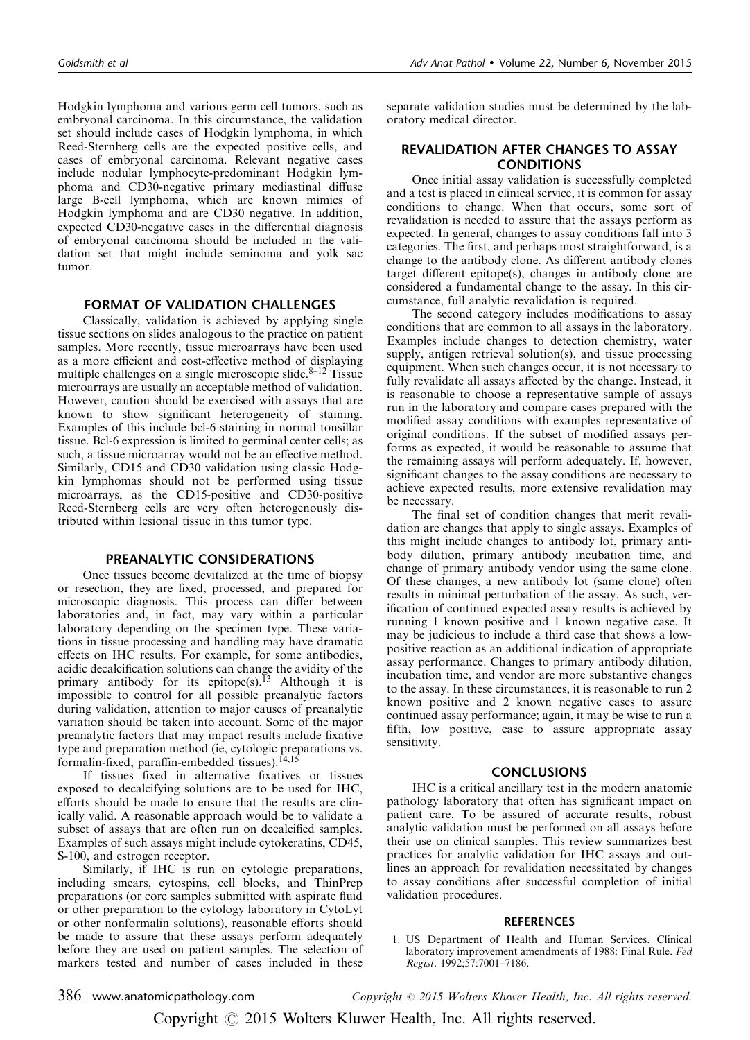Hodgkin lymphoma and various germ cell tumors, such as embryonal carcinoma. In this circumstance, the validation set should include cases of Hodgkin lymphoma, in which Reed-Sternberg cells are the expected positive cells, and cases of embryonal carcinoma. Relevant negative cases include nodular lymphocyte-predominant Hodgkin lymphoma and CD30-negative primary mediastinal diffuse large B-cell lymphoma, which are known mimics of Hodgkin lymphoma and are CD30 negative. In addition, expected CD30-negative cases in the differential diagnosis of embryonal carcinoma should be included in the validation set that might include seminoma and yolk sac tumor.

## FORMAT OF VALIDATION CHALLENGES

Classically, validation is achieved by applying single tissue sections on slides analogous to the practice on patient samples. More recently, tissue microarrays have been used as a more efficient and cost-effective method of displaying multiple challenges on a single microscopic slide.[8–12] Tissue microarrays are usually an acceptable method of validation. However, caution should be exercised with assays that are known to show significant heterogeneity of staining. Examples of this include bcl-6 staining in normal tonsillar tissue. Bcl-6 expression is limited to germinal center cells; as such, a tissue microarray would not be an effective method. Similarly, CD15 and CD30 validation using classic Hodgkin lymphomas should not be performed using tissue microarrays, as the CD15-positive and CD30-positive Reed-Sternberg cells are very often heterogenously distributed within lesional tissue in this tumor type.

## PREANALYTIC CONSIDERATIONS

Once tissues become devitalized at the time of biopsy or resection, they are fixed, processed, and prepared for microscopic diagnosis. This process can differ between laboratories and, in fact, may vary within a particular laboratory depending on the specimen type. These variations in tissue processing and handling may have dramatic effects on IHC results. For example, for some antibodies, acidic decalcification solutions can change the avidity of the primary antibody for its epitope(s).[13] Although it is impossible to control for all possible preanalytic factors during validation, attention to major causes of preanalytic variation should be taken into account. Some of the major preanalytic factors that may impact results include fixative type and preparation method (ie, cytologic preparations vs. formalin-fixed, paraffin-embedded tissues).[14,15]

If tissues fixed in alternative fixatives or tissues exposed to decalcifying solutions are to be used for IHC, efforts should be made to ensure that the results are clinically valid. A reasonable approach would be to validate a subset of assays that are often run on decalcified samples. Examples of such assays might include cytokeratins, CD45, S-100, and estrogen receptor.

Similarly, if IHC is run on cytologic preparations, including smears, cytospins, cell blocks, and ThinPrep preparations (or core samples submitted with aspirate fluid or other preparation to the cytology laboratory in CytoLyt or other nonformalin solutions), reasonable efforts should be made to assure that these assays perform adequately before they are used on patient samples. The selection of markers tested and number of cases included in these separate validation studies must be determined by the laboratory medical director.

## REVALIDATION AFTER CHANGES TO ASSAY CONDITIONS

Once initial assay validation is successfully completed and a test is placed in clinical service, it is common for assay conditions to change. When that occurs, some sort of revalidation is needed to assure that the assays perform as expected. In general, changes to assay conditions fall into 3 categories. The first, and perhaps most straightforward, is a change to the antibody clone. As different antibody clones target different epitope(s), changes in antibody clone are considered a fundamental change to the assay. In this circumstance, full analytic revalidation is required.

The second category includes modifications to assay conditions that are common to all assays in the laboratory. Examples include changes to detection chemistry, water supply, antigen retrieval solution(s), and tissue processing equipment. When such changes occur, it is not necessary to fully revalidate all assays affected by the change. Instead, it is reasonable to choose a representative sample of assays run in the laboratory and compare cases prepared with the modified assay conditions with examples representative of original conditions. If the subset of modified assays performs as expected, it would be reasonable to assume that the remaining assays will perform adequately. If, however, significant changes to the assay conditions are necessary to achieve expected results, more extensive revalidation may be necessary.

The final set of condition changes that merit revalidation are changes that apply to single assays. Examples of this might include changes to antibody lot, primary antibody dilution, primary antibody incubation time, and change of primary antibody vendor using the same clone. Of these changes, a new antibody lot (same clone) often results in minimal perturbation of the assay. As such, verification of continued expected assay results is achieved by running 1 known positive and 1 known negative case. It may be judicious to include a third case that shows a low-positive reaction as an additional indication of appropriate assay performance. Changes to primary antibody dilution, incubation time, and vendor are more substantive changes to the assay. In these circumstances, it is reasonable to run 2 known positive and 2 known negative cases to assure continued assay performance; again, it may be wise to run a fifth, low positive, case to assure appropriate assay sensitivity.

## CONCLUSIONS

IHC is a critical ancillary test in the modern anatomic pathology laboratory that often has significant impact on patient care. To be assured of accurate results, robust analytic validation must be performed on all assays before their use on clinical samples. This review summarizes best practices for analytic validation for IHC assays and outlines an approach for revalidation necessitated by changes to assay conditions after successful completion of initial validation procedures.

## REFERENCES

1. US Department of Health and Human Services. Clinical laboratory improvement amendments of 1988: Final Rule. *Fed Regist*. 1992;57:7001–7186.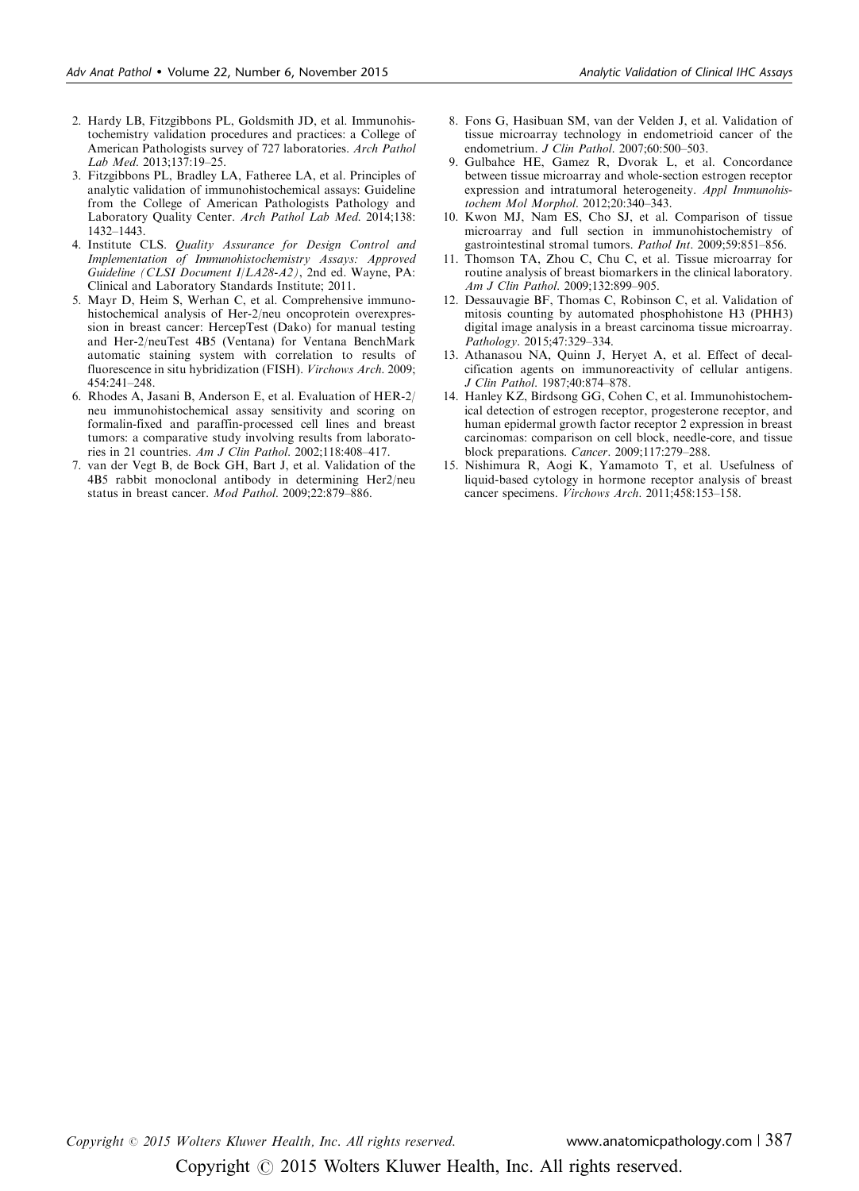2. Hardy LB, Fitzgibbons PL, Goldsmith JD, et al. Immunohistochemistry validation procedures and practices: a College of American Pathologists survey of 727 laboratories. *Arch Pathol Lab Med*. 2013;137:19–25.
3. Fitzgibbons PL, Bradley LA, Fatheree LA, et al. Principles of analytic validation of immunohistochemical assays: Guideline from the College of American Pathologists Pathology and Laboratory Quality Center. *Arch Pathol Lab Med*. 2014;138: 1432–1443.
4. Institute CLS. *Quality Assurance for Design Control and Implementation of Immunohistochemistry Assays: Approved Guideline (CLSI Document I/LA28-A2)*, 2nd ed. Wayne, PA: Clinical and Laboratory Standards Institute; 2011.
5. Mayr D, Heim S, Werhan C, et al. Comprehensive immunohistochemical analysis of Her-2/neu oncoprotein overexpression in breast cancer: HercepTest (Dako) for manual testing and Her-2/neuTest 4B5 (Ventana) for Ventana BenchMark automatic staining system with correlation to results of fluorescence in situ hybridization (FISH). *Virchows Arch*. 2009; 454:241–248.
6. Rhodes A, Jasani B, Anderson E, et al. Evaluation of HER-2/neu immunohistochemical assay sensitivity and scoring on formalin-fixed and paraffin-processed cell lines and breast tumors: a comparative study involving results from laboratories in 21 countries. *Am J Clin Pathol*. 2002;118:408–417.
7. van der Vegt B, de Bock GH, Bart J, et al. Validation of the 4B5 rabbit monoclonal antibody in determining Her2/neu status in breast cancer. *Mod Pathol*. 2009;22:879–886.
8. Fons G, Hasibuan SM, van der Velden J, et al. Validation of tissue microarray technology in endometrioid cancer of the endometrium. *J Clin Pathol*. 2007;60:500–503.
9. Gulbahce HE, Gamez R, Dvorak L, et al. Concordance between tissue microarray and whole-section estrogen receptor expression and intratumoral heterogeneity. *Appl Immunohistochem Mol Morphol*. 2012;20:340–343.
10. Kwon MJ, Nam ES, Cho SJ, et al. Comparison of tissue microarray and full section in immunohistochemistry of gastrointestinal stromal tumors. *Pathol Int*. 2009;59:851–856.
11. Thomson TA, Zhou C, Chu C, et al. Tissue microarray for routine analysis of breast biomarkers in the clinical laboratory. *Am J Clin Pathol*. 2009;132:899–905.
12. Dessauvagie BF, Thomas C, Robinson C, et al. Validation of mitosis counting by automated phosphohistone H3 (PHH3) digital image analysis in a breast carcinoma tissue microarray. *Pathology*. 2015;47:329–334.
13. Athanasou NA, Quinn J, Heryet A, et al. Effect of decalcification agents on immunoreactivity of cellular antigens. *J Clin Pathol*. 1987;40:874–878.
14. Hanley KZ, Birdsong GG, Cohen C, et al. Immunohistochemical detection of estrogen receptor, progesterone receptor, and human epidermal growth factor receptor 2 expression in breast carcinomas: comparison on cell block, needle-core, and tissue block preparations. *Cancer*. 2009;117:279–288.
15. Nishimura R, Aogi K, Yamamoto T, et al. Usefulness of liquid-based cytology in hormone receptor analysis of breast cancer specimens. *Virchows Arch*. 2011;458:153–158.